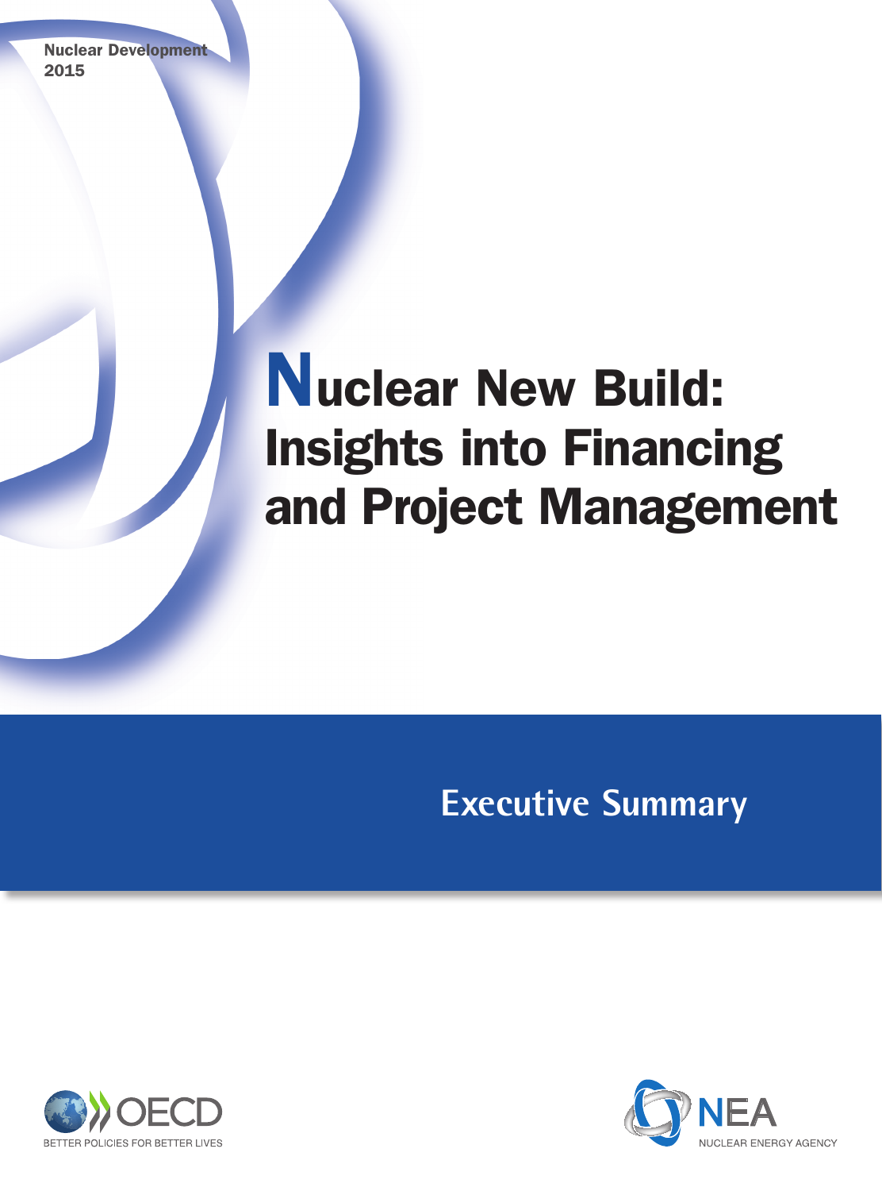Nuclear Development
2015

# Nuclear New Build: Insights into Financing and Project Management

## Executive Summary

OECD
BETTER POLICIES FOR BETTER LIVES

NEA
NUCLEAR ENERGY AGENCY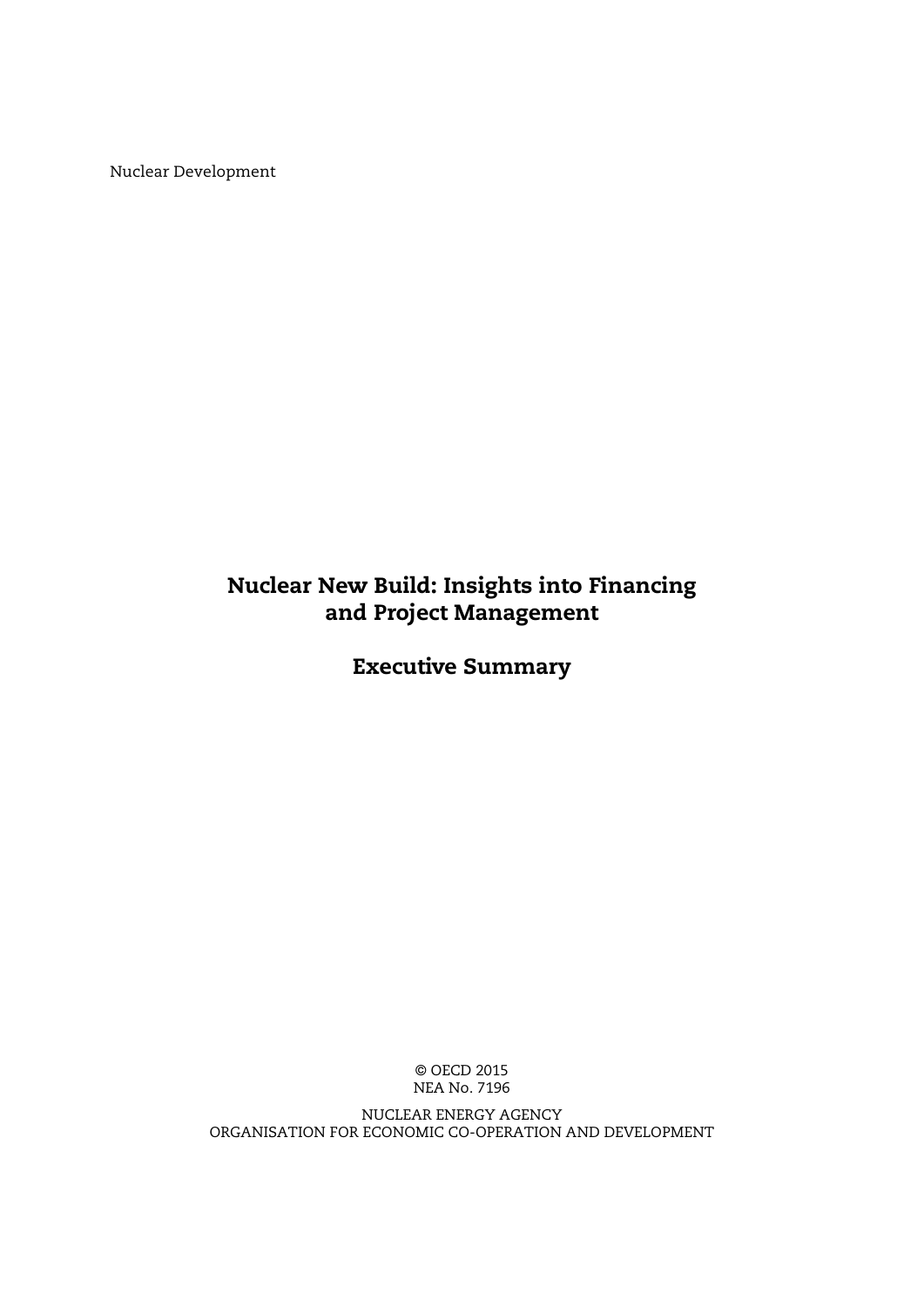Nuclear Development

# Nuclear New Build: Insights into Financing and Project Management

## Executive Summary

© OECD 2015
NEA No. 7196

NUCLEAR ENERGY AGENCY
ORGANISATION FOR ECONOMIC CO-OPERATION AND DEVELOPMENT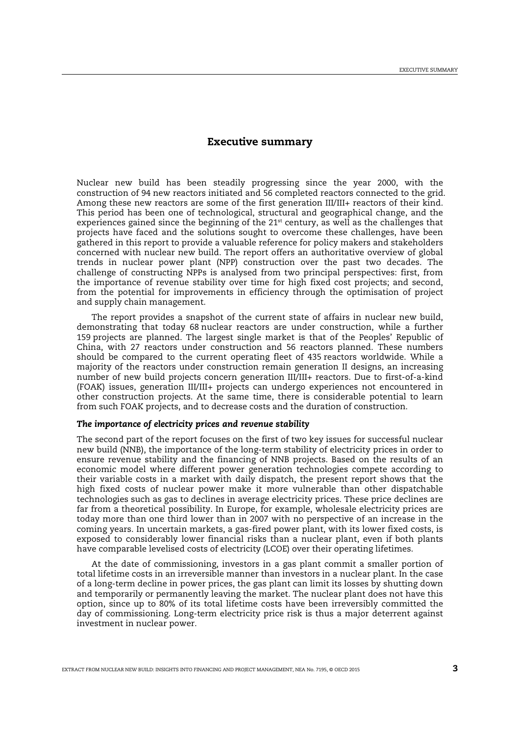# Executive summary

Nuclear new build has been steadily progressing since the year 2000, with the construction of 94 new reactors initiated and 56 completed reactors connected to the grid. Among these new reactors are some of the first generation III/III+ reactors of their kind. This period has been one of technological, structural and geographical change, and the experiences gained since the beginning of the 21st century, as well as the challenges that projects have faced and the solutions sought to overcome these challenges, have been gathered in this report to provide a valuable reference for policy makers and stakeholders concerned with nuclear new build. The report offers an authoritative overview of global trends in nuclear power plant (NPP) construction over the past two decades. The challenge of constructing NPPs is analysed from two principal perspectives: first, from the importance of revenue stability over time for high fixed cost projects; and second, from the potential for improvements in efficiency through the optimisation of project and supply chain management.

The report provides a snapshot of the current state of affairs in nuclear new build, demonstrating that today 68 nuclear reactors are under construction, while a further 159 projects are planned. The largest single market is that of the Peoples' Republic of China, with 27 reactors under construction and 56 reactors planned. These numbers should be compared to the current operating fleet of 435 reactors worldwide. While a majority of the reactors under construction remain generation II designs, an increasing number of new build projects concern generation III/III+ reactors. Due to first-of-a-kind (FOAK) issues, generation III/III+ projects can undergo experiences not encountered in other construction projects. At the same time, there is considerable potential to learn from such FOAK projects, and to decrease costs and the duration of construction.

### *The importance of electricity prices and revenue stability*

The second part of the report focuses on the first of two key issues for successful nuclear new build (NNB), the importance of the long-term stability of electricity prices in order to ensure revenue stability and the financing of NNB projects. Based on the results of an economic model where different power generation technologies compete according to their variable costs in a market with daily dispatch, the present report shows that the high fixed costs of nuclear power make it more vulnerable than other dispatchable technologies such as gas to declines in average electricity prices. These price declines are far from a theoretical possibility. In Europe, for example, wholesale electricity prices are today more than one third lower than in 2007 with no perspective of an increase in the coming years. In uncertain markets, a gas-fired power plant, with its lower fixed costs, is exposed to considerably lower financial risks than a nuclear plant, even if both plants have comparable levelised costs of electricity (LCOE) over their operating lifetimes.

At the date of commissioning, investors in a gas plant commit a smaller portion of total lifetime costs in an irreversible manner than investors in a nuclear plant. In the case of a long-term decline in power prices, the gas plant can limit its losses by shutting down and temporarily or permanently leaving the market. The nuclear plant does not have this option, since up to 80% of its total lifetime costs have been irreversibly committed the day of commissioning. Long-term electricity price risk is thus a major deterrent against investment in nuclear power.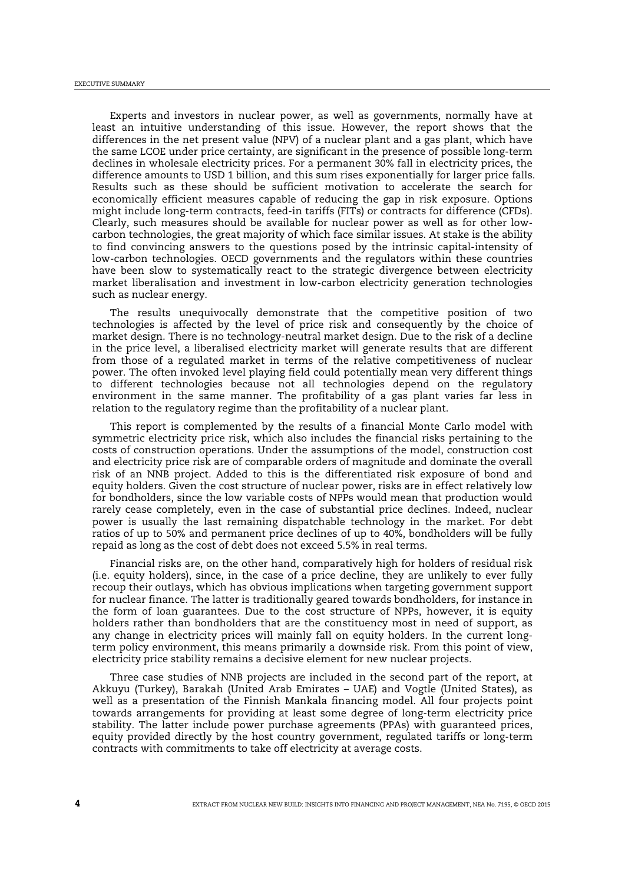Experts and investors in nuclear power, as well as governments, normally have at least an intuitive understanding of this issue. However, the report shows that the differences in the net present value (NPV) of a nuclear plant and a gas plant, which have the same LCOE under price certainty, are significant in the presence of possible long-term declines in wholesale electricity prices. For a permanent 30% fall in electricity prices, the difference amounts to USD 1 billion, and this sum rises exponentially for larger price falls. Results such as these should be sufficient motivation to accelerate the search for economically efficient measures capable of reducing the gap in risk exposure. Options might include long-term contracts, feed-in tariffs (FITs) or contracts for difference (CFDs). Clearly, such measures should be available for nuclear power as well as for other low-carbon technologies, the great majority of which face similar issues. At stake is the ability to find convincing answers to the questions posed by the intrinsic capital-intensity of low-carbon technologies. OECD governments and the regulators within these countries have been slow to systematically react to the strategic divergence between electricity market liberalisation and investment in low-carbon electricity generation technologies such as nuclear energy.

The results unequivocally demonstrate that the competitive position of two technologies is affected by the level of price risk and consequently by the choice of market design. There is no technology-neutral market design. Due to the risk of a decline in the price level, a liberalised electricity market will generate results that are different from those of a regulated market in terms of the relative competitiveness of nuclear power. The often invoked level playing field could potentially mean very different things to different technologies because not all technologies depend on the regulatory environment in the same manner. The profitability of a gas plant varies far less in relation to the regulatory regime than the profitability of a nuclear plant.

This report is complemented by the results of a financial Monte Carlo model with symmetric electricity price risk, which also includes the financial risks pertaining to the costs of construction operations. Under the assumptions of the model, construction cost and electricity price risk are of comparable orders of magnitude and dominate the overall risk of an NNB project. Added to this is the differentiated risk exposure of bond and equity holders. Given the cost structure of nuclear power, risks are in effect relatively low for bondholders, since the low variable costs of NPPs would mean that production would rarely cease completely, even in the case of substantial price declines. Indeed, nuclear power is usually the last remaining dispatchable technology in the market. For debt ratios of up to 50% and permanent price declines of up to 40%, bondholders will be fully repaid as long as the cost of debt does not exceed 5.5% in real terms.

Financial risks are, on the other hand, comparatively high for holders of residual risk (i.e. equity holders), since, in the case of a price decline, they are unlikely to ever fully recoup their outlays, which has obvious implications when targeting government support for nuclear finance. The latter is traditionally geared towards bondholders, for instance in the form of loan guarantees. Due to the cost structure of NPPs, however, it is equity holders rather than bondholders that are the constituency most in need of support, as any change in electricity prices will mainly fall on equity holders. In the current long-term policy environment, this means primarily a downside risk. From this point of view, electricity price stability remains a decisive element for new nuclear projects.

Three case studies of NNB projects are included in the second part of the report, at Akkuyu (Turkey), Barakah (United Arab Emirates – UAE) and Vogtle (United States), as well as a presentation of the Finnish Mankala financing model. All four projects point towards arrangements for providing at least some degree of long-term electricity price stability. The latter include power purchase agreements (PPAs) with guaranteed prices, equity provided directly by the host country government, regulated tariffs or long-term contracts with commitments to take off electricity at average costs.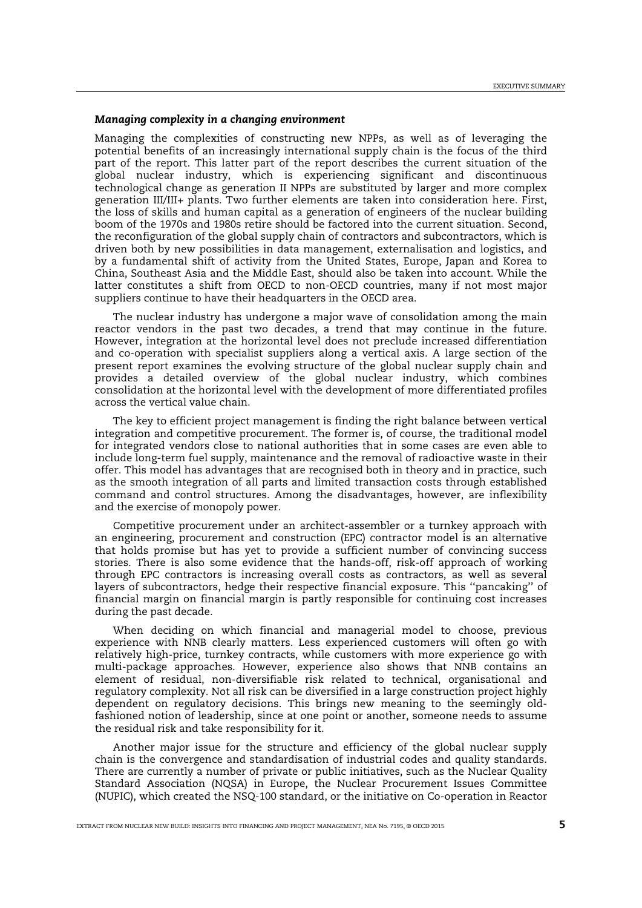### *Managing complexity in a changing environment*

Managing the complexities of constructing new NPPs, as well as of leveraging the potential benefits of an increasingly international supply chain is the focus of the third part of the report. This latter part of the report describes the current situation of the global nuclear industry, which is experiencing significant and discontinuous technological change as generation II NPPs are substituted by larger and more complex generation III/III+ plants. Two further elements are taken into consideration here. First, the loss of skills and human capital as a generation of engineers of the nuclear building boom of the 1970s and 1980s retire should be factored into the current situation. Second, the reconfiguration of the global supply chain of contractors and subcontractors, which is driven both by new possibilities in data management, externalisation and logistics, and by a fundamental shift of activity from the United States, Europe, Japan and Korea to China, Southeast Asia and the Middle East, should also be taken into account. While the latter constitutes a shift from OECD to non-OECD countries, many if not most major suppliers continue to have their headquarters in the OECD area.

The nuclear industry has undergone a major wave of consolidation among the main reactor vendors in the past two decades, a trend that may continue in the future. However, integration at the horizontal level does not preclude increased differentiation and co-operation with specialist suppliers along a vertical axis. A large section of the present report examines the evolving structure of the global nuclear supply chain and provides a detailed overview of the global nuclear industry, which combines consolidation at the horizontal level with the development of more differentiated profiles across the vertical value chain.

The key to efficient project management is finding the right balance between vertical integration and competitive procurement. The former is, of course, the traditional model for integrated vendors close to national authorities that in some cases are even able to include long-term fuel supply, maintenance and the removal of radioactive waste in their offer. This model has advantages that are recognised both in theory and in practice, such as the smooth integration of all parts and limited transaction costs through established command and control structures. Among the disadvantages, however, are inflexibility and the exercise of monopoly power.

Competitive procurement under an architect-assembler or a turnkey approach with an engineering, procurement and construction (EPC) contractor model is an alternative that holds promise but has yet to provide a sufficient number of convincing success stories. There is also some evidence that the hands-off, risk-off approach of working through EPC contractors is increasing overall costs as contractors, as well as several layers of subcontractors, hedge their respective financial exposure. This "pancaking" of financial margin on financial margin is partly responsible for continuing cost increases during the past decade.

When deciding on which financial and managerial model to choose, previous experience with NNB clearly matters. Less experienced customers will often go with relatively high-price, turnkey contracts, while customers with more experience go with multi-package approaches. However, experience also shows that NNB contains an element of residual, non-diversifiable risk related to technical, organisational and regulatory complexity. Not all risk can be diversified in a large construction project highly dependent on regulatory decisions. This brings new meaning to the seemingly old-fashioned notion of leadership, since at one point or another, someone needs to assume the residual risk and take responsibility for it.

Another major issue for the structure and efficiency of the global nuclear supply chain is the convergence and standardisation of industrial codes and quality standards. There are currently a number of private or public initiatives, such as the Nuclear Quality Standard Association (NQSA) in Europe, the Nuclear Procurement Issues Committee (NUPIC), which created the NSQ-100 standard, or the initiative on Co-operation in Reactor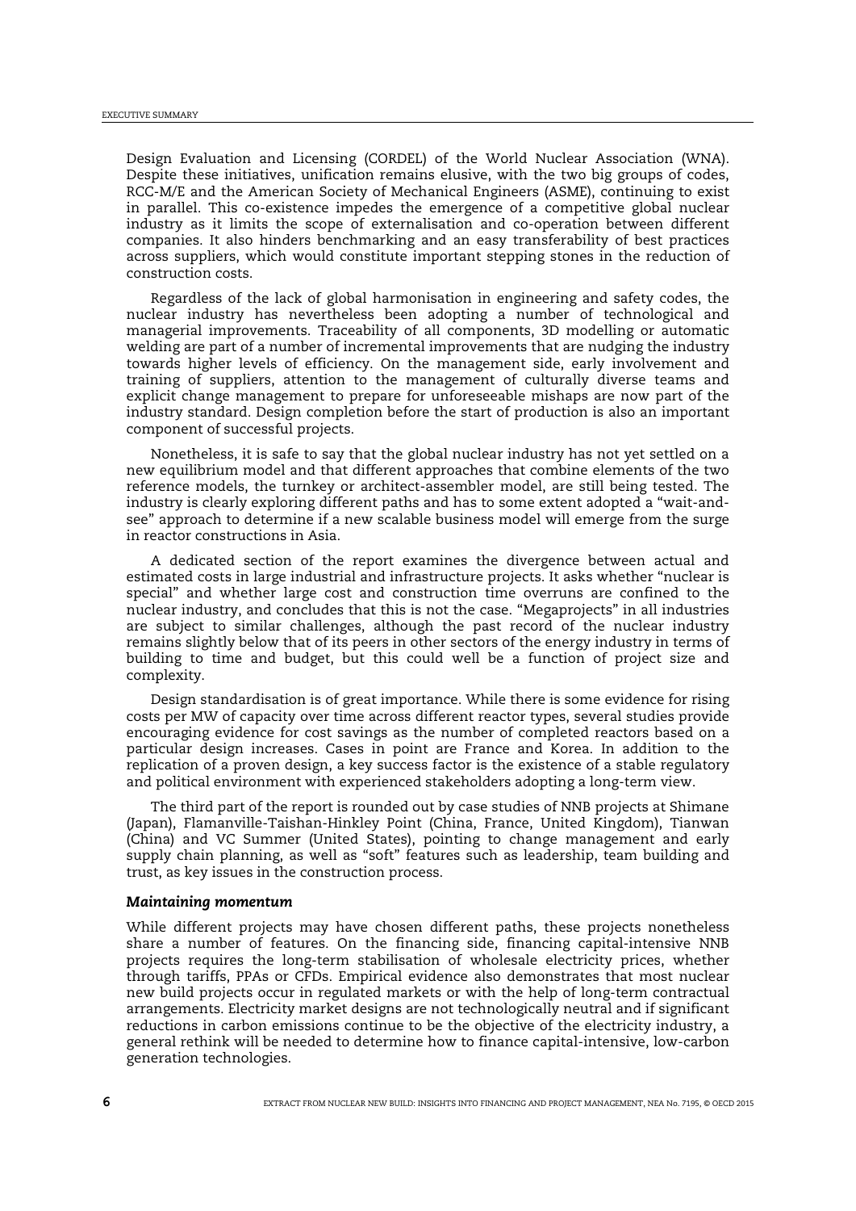Design Evaluation and Licensing (CORDEL) of the World Nuclear Association (WNA). Despite these initiatives, unification remains elusive, with the two big groups of codes, RCC-M/E and the American Society of Mechanical Engineers (ASME), continuing to exist in parallel. This co-existence impedes the emergence of a competitive global nuclear industry as it limits the scope of externalisation and co-operation between different companies. It also hinders benchmarking and an easy transferability of best practices across suppliers, which would constitute important stepping stones in the reduction of construction costs.

Regardless of the lack of global harmonisation in engineering and safety codes, the nuclear industry has nevertheless been adopting a number of technological and managerial improvements. Traceability of all components, 3D modelling or automatic welding are part of a number of incremental improvements that are nudging the industry towards higher levels of efficiency. On the management side, early involvement and training of suppliers, attention to the management of culturally diverse teams and explicit change management to prepare for unforeseeable mishaps are now part of the industry standard. Design completion before the start of production is also an important component of successful projects.

Nonetheless, it is safe to say that the global nuclear industry has not yet settled on a new equilibrium model and that different approaches that combine elements of the two reference models, the turnkey or architect-assembler model, are still being tested. The industry is clearly exploring different paths and has to some extent adopted a "wait-and-see" approach to determine if a new scalable business model will emerge from the surge in reactor constructions in Asia.

A dedicated section of the report examines the divergence between actual and estimated costs in large industrial and infrastructure projects. It asks whether "nuclear is special" and whether large cost and construction time overruns are confined to the nuclear industry, and concludes that this is not the case. "Megaprojects" in all industries are subject to similar challenges, although the past record of the nuclear industry remains slightly below that of its peers in other sectors of the energy industry in terms of building to time and budget, but this could well be a function of project size and complexity.

Design standardisation is of great importance. While there is some evidence for rising costs per MW of capacity over time across different reactor types, several studies provide encouraging evidence for cost savings as the number of completed reactors based on a particular design increases. Cases in point are France and Korea. In addition to the replication of a proven design, a key success factor is the existence of a stable regulatory and political environment with experienced stakeholders adopting a long-term view.

The third part of the report is rounded out by case studies of NNB projects at Shimane (Japan), Flamanville-Taishan-Hinkley Point (China, France, United Kingdom), Tianwan (China) and VC Summer (United States), pointing to change management and early supply chain planning, as well as "soft" features such as leadership, team building and trust, as key issues in the construction process.

### *Maintaining momentum*

While different projects may have chosen different paths, these projects nonetheless share a number of features. On the financing side, financing capital-intensive NNB projects requires the long-term stabilisation of wholesale electricity prices, whether through tariffs, PPAs or CFDs. Empirical evidence also demonstrates that most nuclear new build projects occur in regulated markets or with the help of long-term contractual arrangements. Electricity market designs are not technologically neutral and if significant reductions in carbon emissions continue to be the objective of the electricity industry, a general rethink will be needed to determine how to finance capital-intensive, low-carbon generation technologies.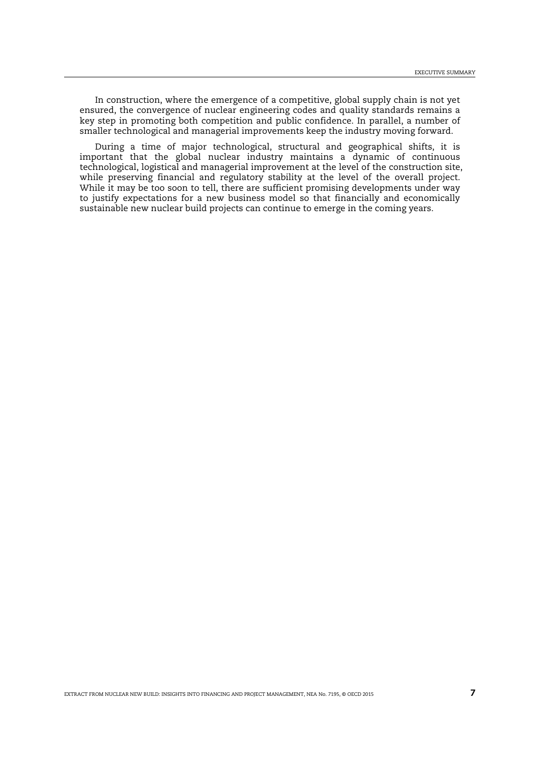In construction, where the emergence of a competitive, global supply chain is not yet ensured, the convergence of nuclear engineering codes and quality standards remains a key step in promoting both competition and public confidence. In parallel, a number of smaller technological and managerial improvements keep the industry moving forward.

During a time of major technological, structural and geographical shifts, it is important that the global nuclear industry maintains a dynamic of continuous technological, logistical and managerial improvement at the level of the construction site, while preserving financial and regulatory stability at the level of the overall project. While it may be too soon to tell, there are sufficient promising developments under way to justify expectations for a new business model so that financially and economically sustainable new nuclear build projects can continue to emerge in the coming years.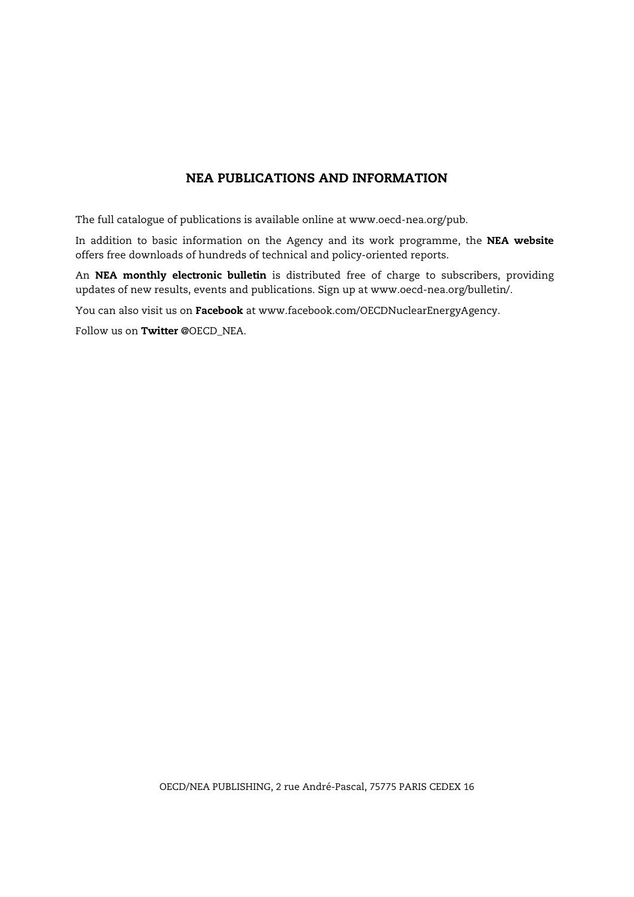## NEA PUBLICATIONS AND INFORMATION

The full catalogue of publications is available online at www.oecd-nea.org/pub.

In addition to basic information on the Agency and its work programme, the **NEA website** offers free downloads of hundreds of technical and policy-oriented reports.

An **NEA monthly electronic bulletin** is distributed free of charge to subscribers, providing updates of new results, events and publications. Sign up at www.oecd-nea.org/bulletin/.

You can also visit us on **Facebook** at www.facebook.com/OECDNuclearEnergyAgency.

Follow us on **Twitter** @OECD_NEA.

OECD/NEA PUBLISHING, 2 rue André-Pascal, 75775 PARIS CEDEX 16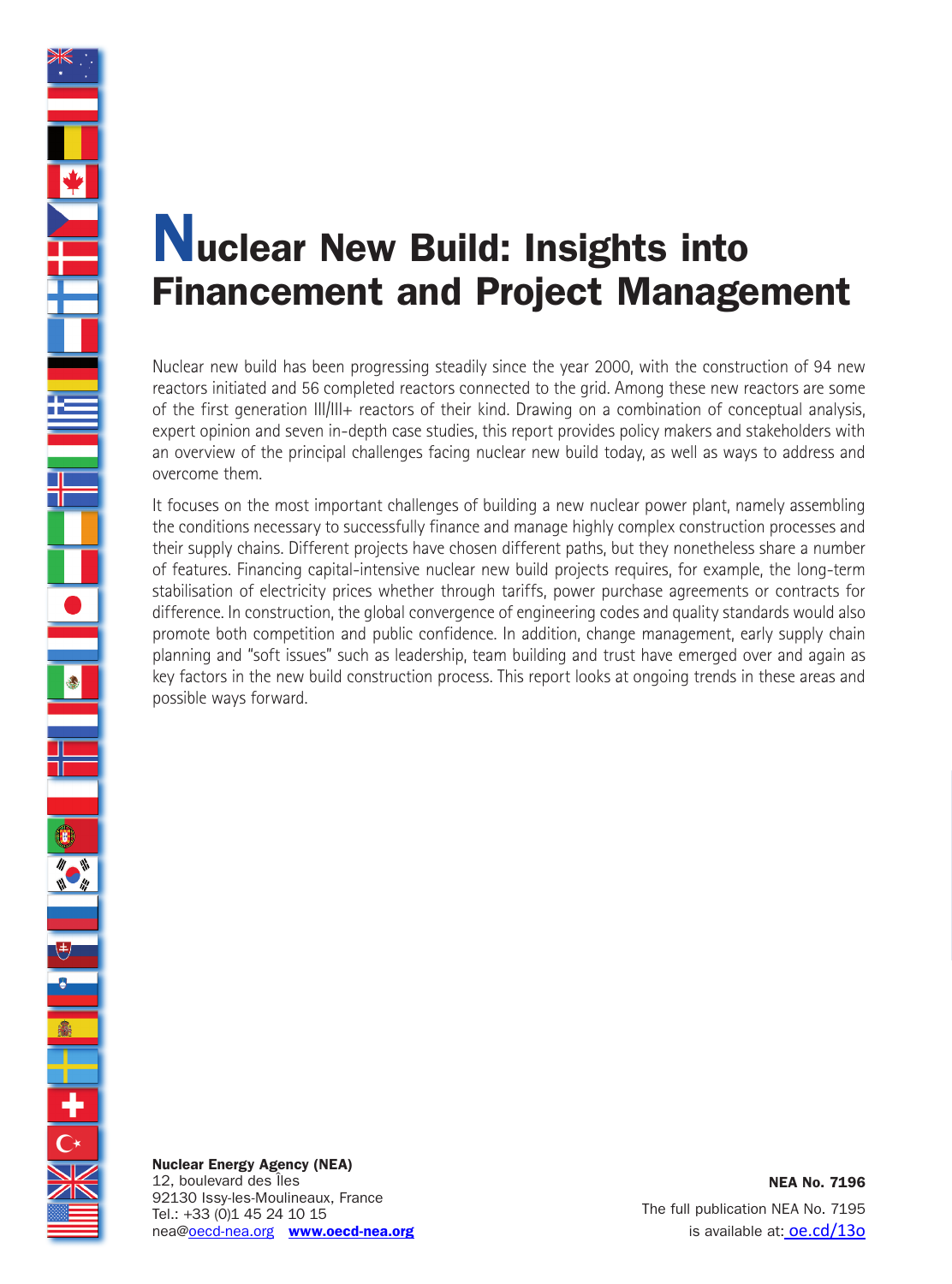# Nuclear New Build: Insights into Financement and Project Management

Nuclear new build has been progressing steadily since the year 2000, with the construction of 94 new reactors initiated and 56 completed reactors connected to the grid. Among these new reactors are some of the first generation III/III+ reactors of their kind. Drawing on a combination of conceptual analysis, expert opinion and seven in-depth case studies, this report provides policy makers and stakeholders with an overview of the principal challenges facing nuclear new build today, as well as ways to address and overcome them.

It focuses on the most important challenges of building a new nuclear power plant, namely assembling the conditions necessary to successfully finance and manage highly complex construction processes and their supply chains. Different projects have chosen different paths, but they nonetheless share a number of features. Financing capital-intensive nuclear new build projects requires, for example, the long-term stabilisation of electricity prices whether through tariffs, power purchase agreements or contracts for difference. In construction, the global convergence of engineering codes and quality standards would also promote both competition and public confidence. In addition, change management, early supply chain planning and "soft issues" such as leadership, team building and trust have emerged over and again as key factors in the new build construction process. This report looks at ongoing trends in these areas and possible ways forward.

**Nuclear Energy Agency (NEA)**
12, boulevard des Îles
92130 Issy-les-Moulineaux, France
Tel.: +33 (0)1 45 24 10 15
nea@oecd-nea.org **www.oecd-nea.org**

**NEA No. 7196**

The full publication NEA No. 7195
is available at: oe.cd/13o